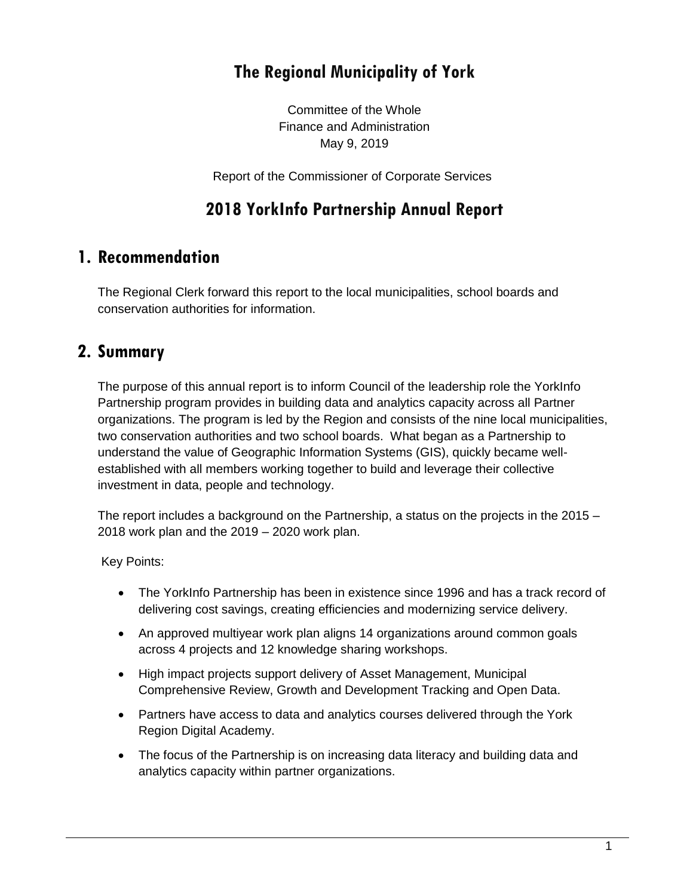# The Regional Municipality of York

Committee of the Whole
Finance and Administration
May 9, 2019

Report of the Commissioner of Corporate Services

## 2018 YorkInfo Partnership Annual Report

## 1. Recommendation

The Regional Clerk forward this report to the local municipalities, school boards and conservation authorities for information.

## 2. Summary

The purpose of this annual report is to inform Council of the leadership role the YorkInfo Partnership program provides in building data and analytics capacity across all Partner organizations. The program is led by the Region and consists of the nine local municipalities, two conservation authorities and two school boards. What began as a Partnership to understand the value of Geographic Information Systems (GIS), quickly became well-established with all members working together to build and leverage their collective investment in data, people and technology.

The report includes a background on the Partnership, a status on the projects in the 2015 – 2018 work plan and the 2019 – 2020 work plan.

Key Points:

- The YorkInfo Partnership has been in existence since 1996 and has a track record of delivering cost savings, creating efficiencies and modernizing service delivery.
- An approved multiyear work plan aligns 14 organizations around common goals across 4 projects and 12 knowledge sharing workshops.
- High impact projects support delivery of Asset Management, Municipal Comprehensive Review, Growth and Development Tracking and Open Data.
- Partners have access to data and analytics courses delivered through the York Region Digital Academy.
- The focus of the Partnership is on increasing data literacy and building data and analytics capacity within partner organizations.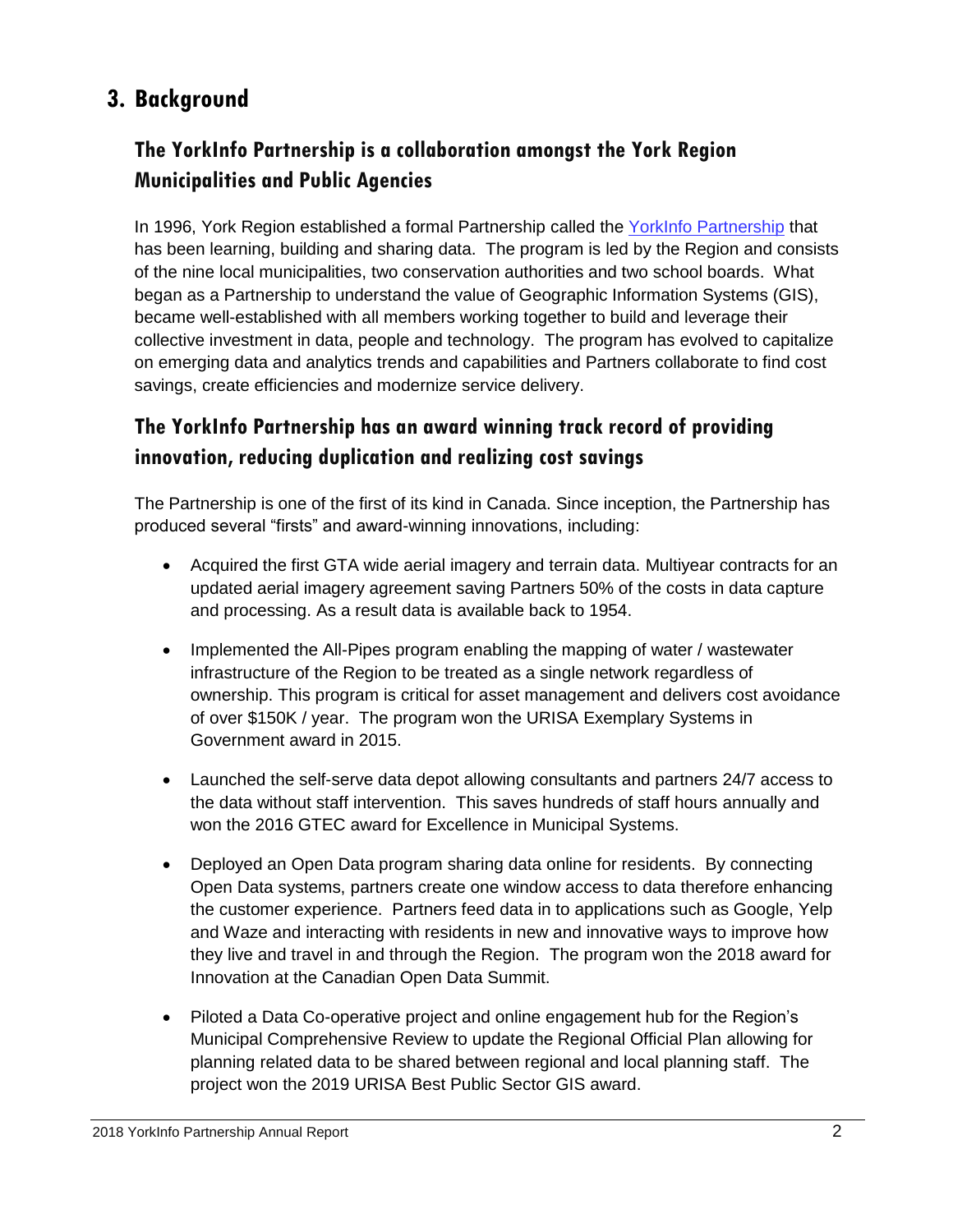# 3. Background

## The YorkInfo Partnership is a collaboration amongst the York Region Municipalities and Public Agencies

In 1996, York Region established a formal Partnership called the [YorkInfo Partnership]() that has been learning, building and sharing data. The program is led by the Region and consists of the nine local municipalities, two conservation authorities and two school boards. What began as a Partnership to understand the value of Geographic Information Systems (GIS), became well-established with all members working together to build and leverage their collective investment in data, people and technology. The program has evolved to capitalize on emerging data and analytics trends and capabilities and Partners collaborate to find cost savings, create efficiencies and modernize service delivery.

## The YorkInfo Partnership has an award winning track record of providing innovation, reducing duplication and realizing cost savings

The Partnership is one of the first of its kind in Canada. Since inception, the Partnership has produced several "firsts" and award-winning innovations, including:

- Acquired the first GTA wide aerial imagery and terrain data. Multiyear contracts for an updated aerial imagery agreement saving Partners 50% of the costs in data capture and processing. As a result data is available back to 1954.

- Implemented the All-Pipes program enabling the mapping of water / wastewater infrastructure of the Region to be treated as a single network regardless of ownership. This program is critical for asset management and delivers cost avoidance of over $150K / year. The program won the URISA Exemplary Systems in Government award in 2015.

- Launched the self-serve data depot allowing consultants and partners 24/7 access to the data without staff intervention. This saves hundreds of staff hours annually and won the 2016 GTEC award for Excellence in Municipal Systems.

- Deployed an Open Data program sharing data online for residents. By connecting Open Data systems, partners create one window access to data therefore enhancing the customer experience. Partners feed data in to applications such as Google, Yelp and Waze and interacting with residents in new and innovative ways to improve how they live and travel in and through the Region. The program won the 2018 award for Innovation at the Canadian Open Data Summit.

- Piloted a Data Co-operative project and online engagement hub for the Region's Municipal Comprehensive Review to update the Regional Official Plan allowing for planning related data to be shared between regional and local planning staff. The project won the 2019 URISA Best Public Sector GIS award.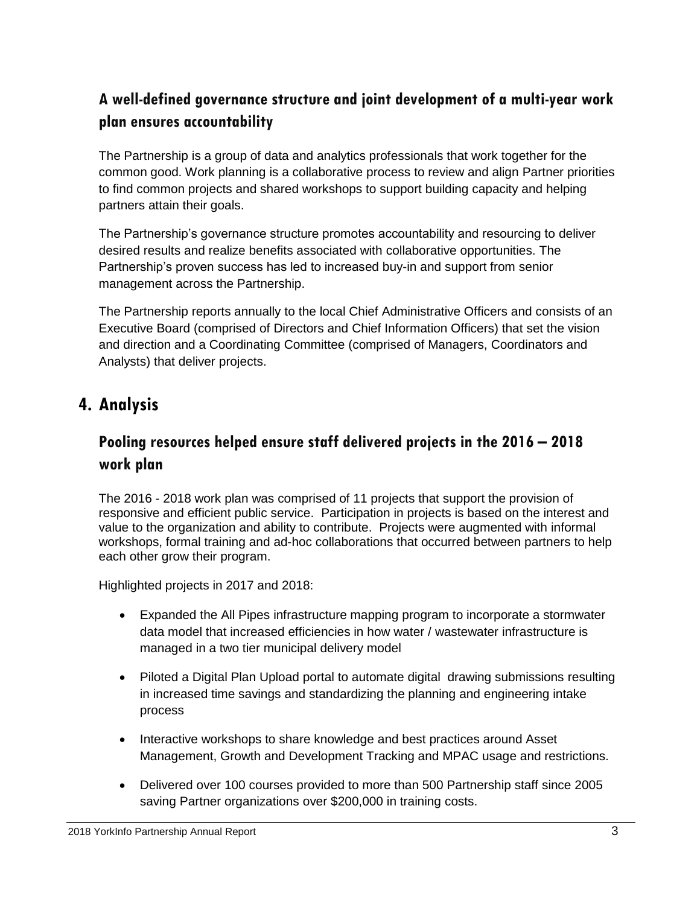### A well-defined governance structure and joint development of a multi-year work plan ensures accountability

The Partnership is a group of data and analytics professionals that work together for the common good. Work planning is a collaborative process to review and align Partner priorities to find common projects and shared workshops to support building capacity and helping partners attain their goals.

The Partnership's governance structure promotes accountability and resourcing to deliver desired results and realize benefits associated with collaborative opportunities. The Partnership's proven success has led to increased buy-in and support from senior management across the Partnership.

The Partnership reports annually to the local Chief Administrative Officers and consists of an Executive Board (comprised of Directors and Chief Information Officers) that set the vision and direction and a Coordinating Committee (comprised of Managers, Coordinators and Analysts) that deliver projects.

## 4. Analysis

### Pooling resources helped ensure staff delivered projects in the 2016 – 2018 work plan

The 2016 - 2018 work plan was comprised of 11 projects that support the provision of responsive and efficient public service. Participation in projects is based on the interest and value to the organization and ability to contribute. Projects were augmented with informal workshops, formal training and ad-hoc collaborations that occurred between partners to help each other grow their program.

Highlighted projects in 2017 and 2018:

- Expanded the All Pipes infrastructure mapping program to incorporate a stormwater data model that increased efficiencies in how water / wastewater infrastructure is managed in a two tier municipal delivery model
- Piloted a Digital Plan Upload portal to automate digital drawing submissions resulting in increased time savings and standardizing the planning and engineering intake process
- Interactive workshops to share knowledge and best practices around Asset Management, Growth and Development Tracking and MPAC usage and restrictions.
- Delivered over 100 courses provided to more than 500 Partnership staff since 2005 saving Partner organizations over $200,000 in training costs.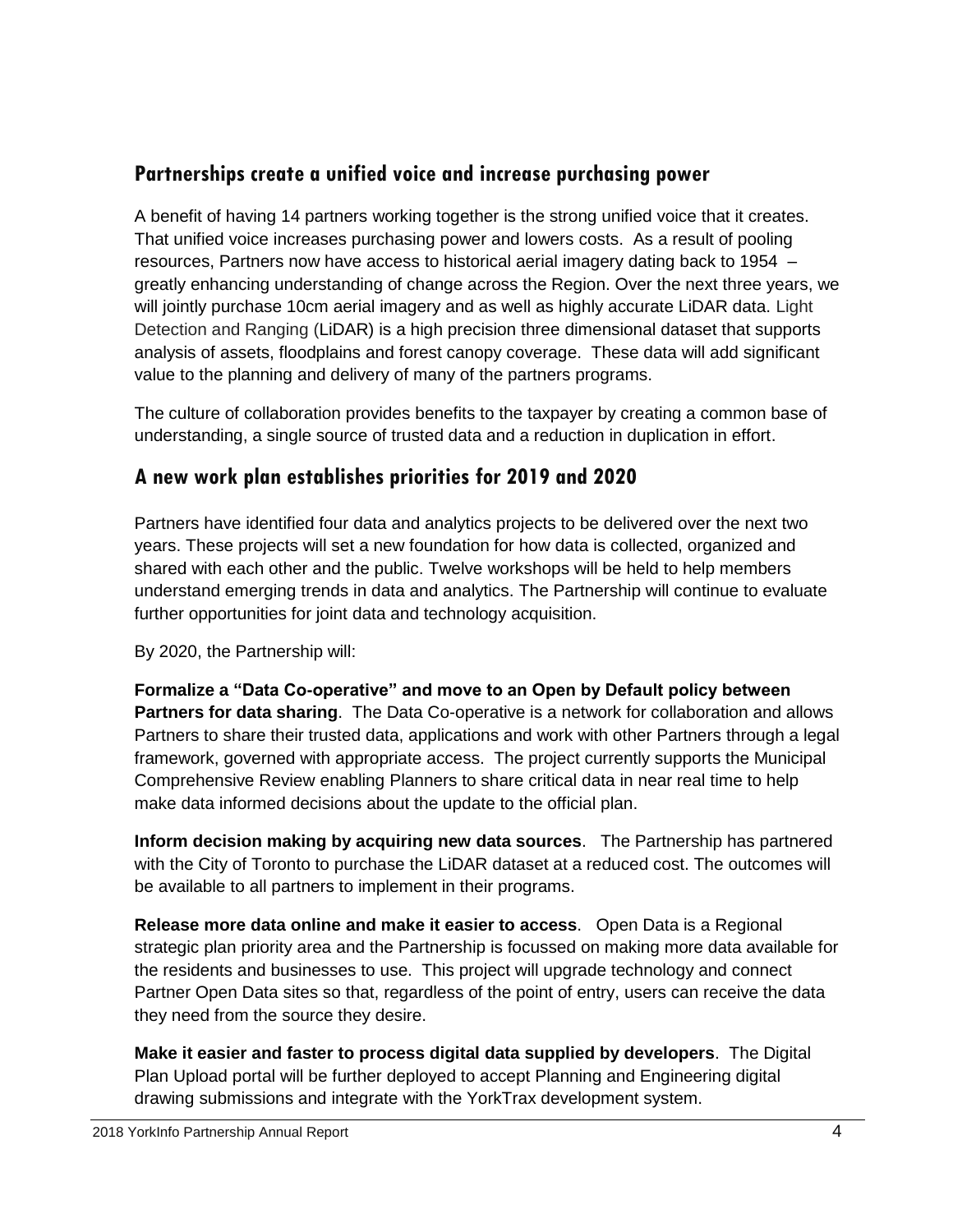## Partnerships create a unified voice and increase purchasing power

A benefit of having 14 partners working together is the strong unified voice that it creates. That unified voice increases purchasing power and lowers costs. As a result of pooling resources, Partners now have access to historical aerial imagery dating back to 1954 – greatly enhancing understanding of change across the Region. Over the next three years, we will jointly purchase 10cm aerial imagery and as well as highly accurate LiDAR data. Light Detection and Ranging (LiDAR) is a high precision three dimensional dataset that supports analysis of assets, floodplains and forest canopy coverage. These data will add significant value to the planning and delivery of many of the partners programs.

The culture of collaboration provides benefits to the taxpayer by creating a common base of understanding, a single source of trusted data and a reduction in duplication in effort.

## A new work plan establishes priorities for 2019 and 2020

Partners have identified four data and analytics projects to be delivered over the next two years. These projects will set a new foundation for how data is collected, organized and shared with each other and the public. Twelve workshops will be held to help members understand emerging trends in data and analytics. The Partnership will continue to evaluate further opportunities for joint data and technology acquisition.

By 2020, the Partnership will:

**Formalize a "Data Co-operative" and move to an Open by Default policy between Partners for data sharing**. The Data Co-operative is a network for collaboration and allows Partners to share their trusted data, applications and work with other Partners through a legal framework, governed with appropriate access. The project currently supports the Municipal Comprehensive Review enabling Planners to share critical data in near real time to help make data informed decisions about the update to the official plan.

**Inform decision making by acquiring new data sources**. The Partnership has partnered with the City of Toronto to purchase the LiDAR dataset at a reduced cost. The outcomes will be available to all partners to implement in their programs.

**Release more data online and make it easier to access**. Open Data is a Regional strategic plan priority area and the Partnership is focussed on making more data available for the residents and businesses to use. This project will upgrade technology and connect Partner Open Data sites so that, regardless of the point of entry, users can receive the data they need from the source they desire.

**Make it easier and faster to process digital data supplied by developers**. The Digital Plan Upload portal will be further deployed to accept Planning and Engineering digital drawing submissions and integrate with the YorkTrax development system.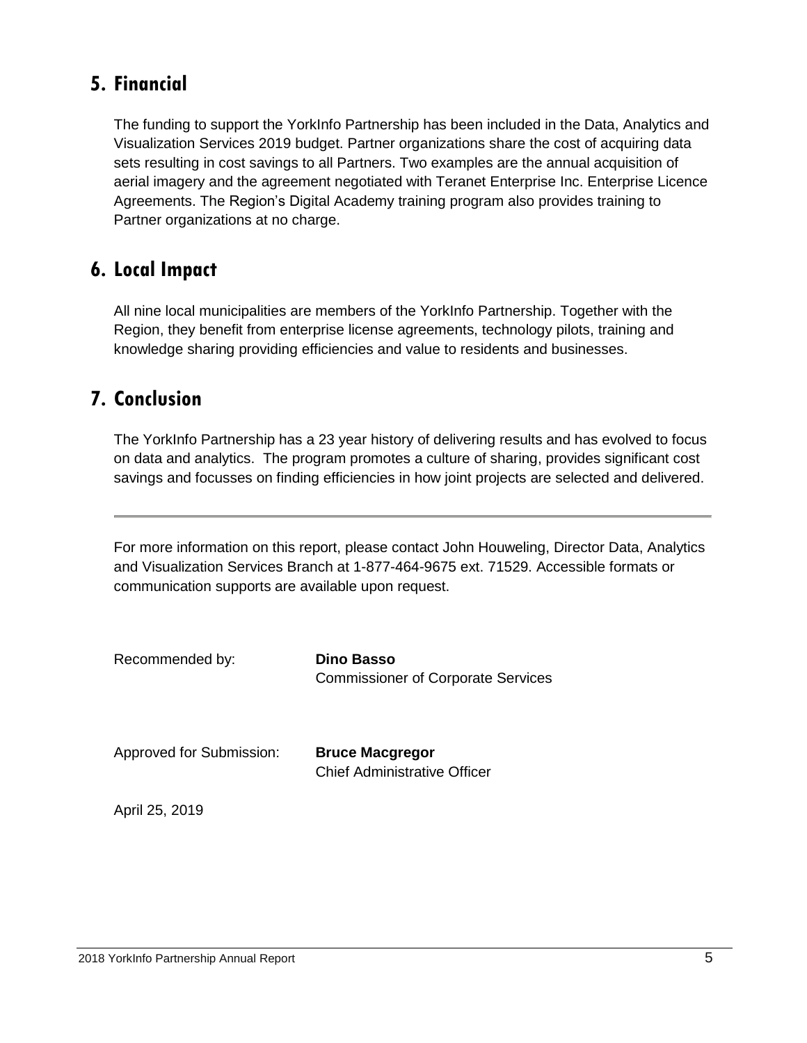## 5. Financial

The funding to support the YorkInfo Partnership has been included in the Data, Analytics and Visualization Services 2019 budget. Partner organizations share the cost of acquiring data sets resulting in cost savings to all Partners. Two examples are the annual acquisition of aerial imagery and the agreement negotiated with Teranet Enterprise Inc. Enterprise Licence Agreements. The Region's Digital Academy training program also provides training to Partner organizations at no charge.

## 6. Local Impact

All nine local municipalities are members of the YorkInfo Partnership. Together with the Region, they benefit from enterprise license agreements, technology pilots, training and knowledge sharing providing efficiencies and value to residents and businesses.

## 7. Conclusion

The YorkInfo Partnership has a 23 year history of delivering results and has evolved to focus on data and analytics. The program promotes a culture of sharing, provides significant cost savings and focusses on finding efficiencies in how joint projects are selected and delivered.

---

For more information on this report, please contact John Houweling, Director Data, Analytics and Visualization Services Branch at 1-877-464-9675 ext. 71529. Accessible formats or communication supports are available upon request.

Recommended by: **Dino Basso**
Commissioner of Corporate Services

Approved for Submission: **Bruce Macgregor**
Chief Administrative Officer

April 25, 2019